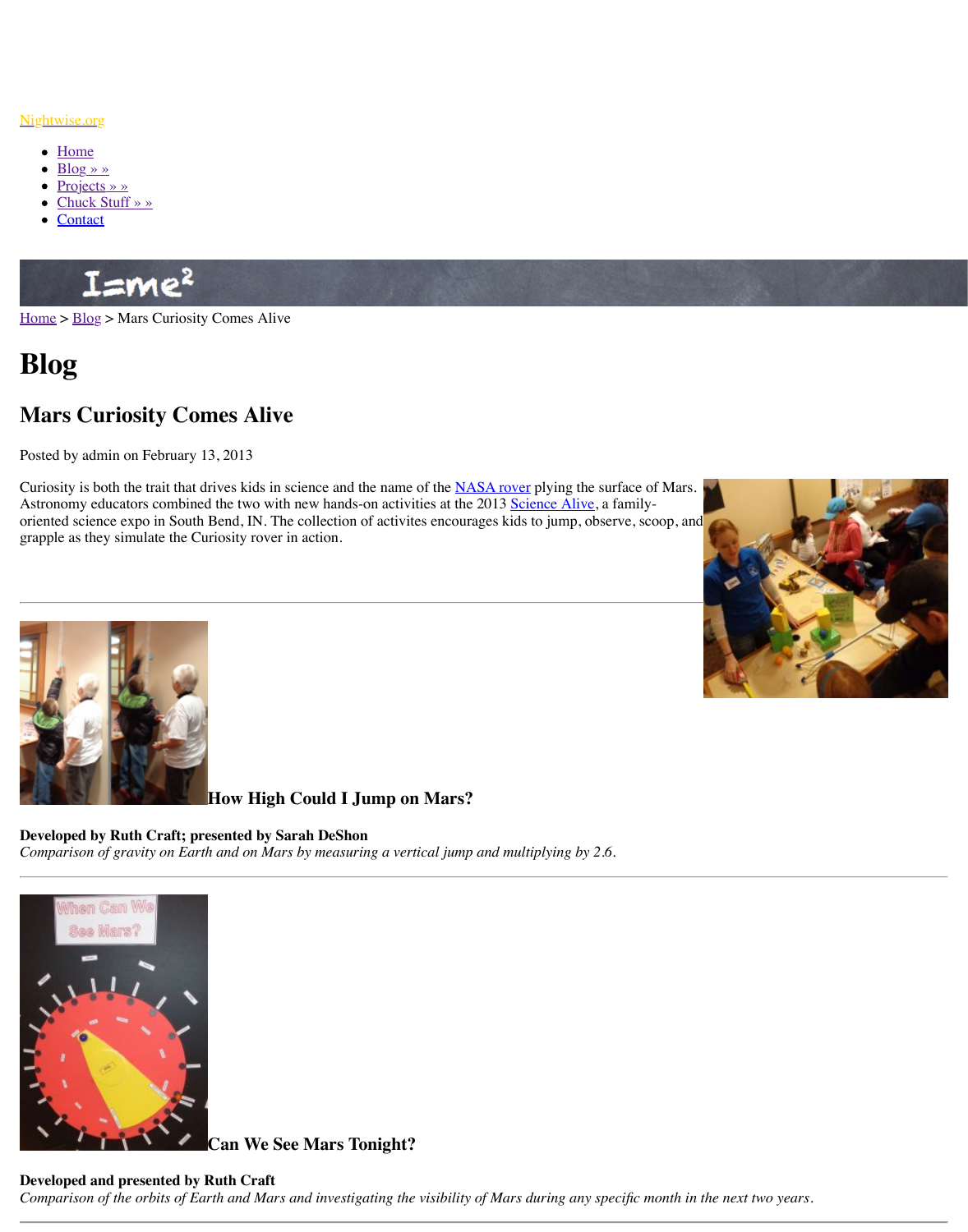Nightwise.org

- Home
- Blog » »
- Projects » »
- Chuck Stuff » »
- Contact

Home > Blog > Mars Curiosity Comes Alive

# Blog

## Mars Curiosity Comes Alive

Posted by admin on February 13, 2013

Curiosity is both the trait that drives kids in science and the name of the NASA rover plying the surface of Mars. Astronomy educators combined the two with new hands-on activities at the 2013 Science Alive, a family-oriented science expo in South Bend, IN. The collection of activites encourages kids to jump, observe, scoop, and grapple as they simulate the Curiosity rover in action.

---

### How High Could I Jump on Mars?

**Developed by Ruth Craft; presented by Sarah DeShon**
*Comparison of gravity on Earth and on Mars by measuring a vertical jump and multiplying by 2.6.*

---

### Can We See Mars Tonight?

**Developed and presented by Ruth Craft**
*Comparison of the orbits of Earth and Mars and investigating the visibility of Mars during any specific month in the next two years.*

---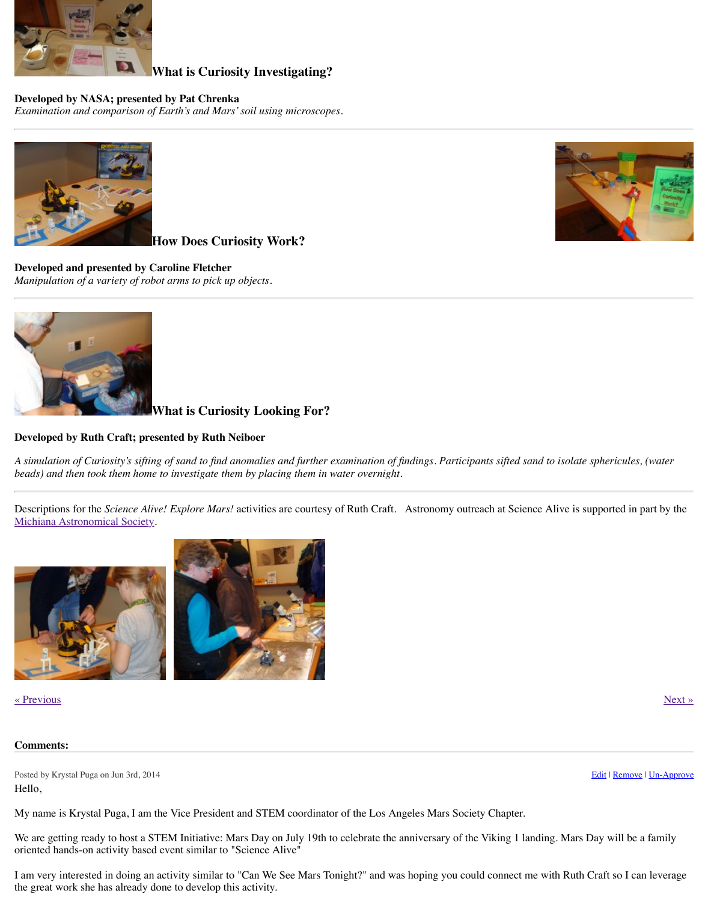### What is Curiosity Investigating?

**Developed by NASA; presented by Pat Chrenka**
*Examination and comparison of Earth's and Mars' soil using microscopes.*

---

### How Does Curiosity Work?

**Developed and presented by Caroline Fletcher**
*Manipulation of a variety of robot arms to pick up objects.*

---

### What is Curiosity Looking For?

**Developed by Ruth Craft; presented by Ruth Neiboer**

*A simulation of Curiosity's sifting of sand to find anomalies and further examination of findings. Participants sifted sand to isolate sphericules, (water beads) and then took them home to investigate them by placing them in water overnight.*

---

Descriptions for the *Science Alive! Explore Mars!* activities are courtesy of Ruth Craft. Astronomy outreach at Science Alive is supported in part by the Michiana Astronomical Society.

« Previous | Next »

**Comments:**

---

Posted by Krystal Puga on Jun 3rd, 2014 — Edit | Remove | Un-Approve

Hello,

My name is Krystal Puga, I am the Vice President and STEM coordinator of the Los Angeles Mars Society Chapter.

We are getting ready to host a STEM Initiative: Mars Day on July 19th to celebrate the anniversary of the Viking 1 landing. Mars Day will be a family oriented hands-on activity based event similar to "Science Alive"

I am very interested in doing an activity similar to "Can We See Mars Tonight?" and was hoping you could connect me with Ruth Craft so I can leverage the great work she has already done to develop this activity.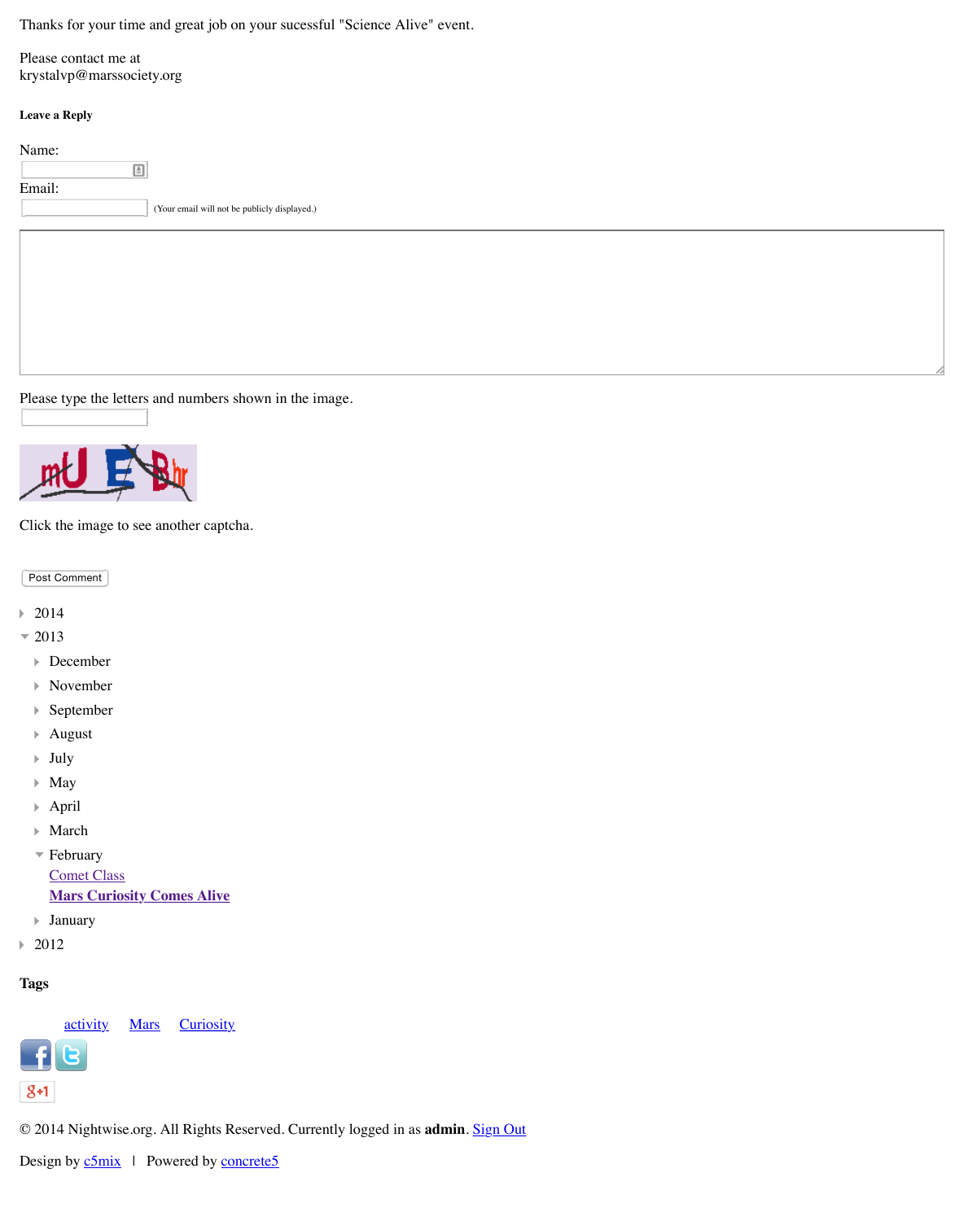Thanks for your time and great job on your sucessful "Science Alive" event.

Please contact me at
krystalvp@marssociety.org

**Leave a Reply**

Name:

Email:

(Your email will not be publicly displayed.)

Please type the letters and numbers shown in the image.

Click the image to see another captcha.

Post Comment

- 2014
- 2013
  - December
  - November
  - September
  - August
  - July
  - May
  - April
  - March
  - February
    - Comet Class
    - **Mars Curiosity Comes Alive**
  - January
- 2012

**Tags**

activity Mars Curiosity

© 2014 Nightwise.org. All Rights Reserved. Currently logged in as **admin**. Sign Out

Design by c5mix | Powered by concrete5